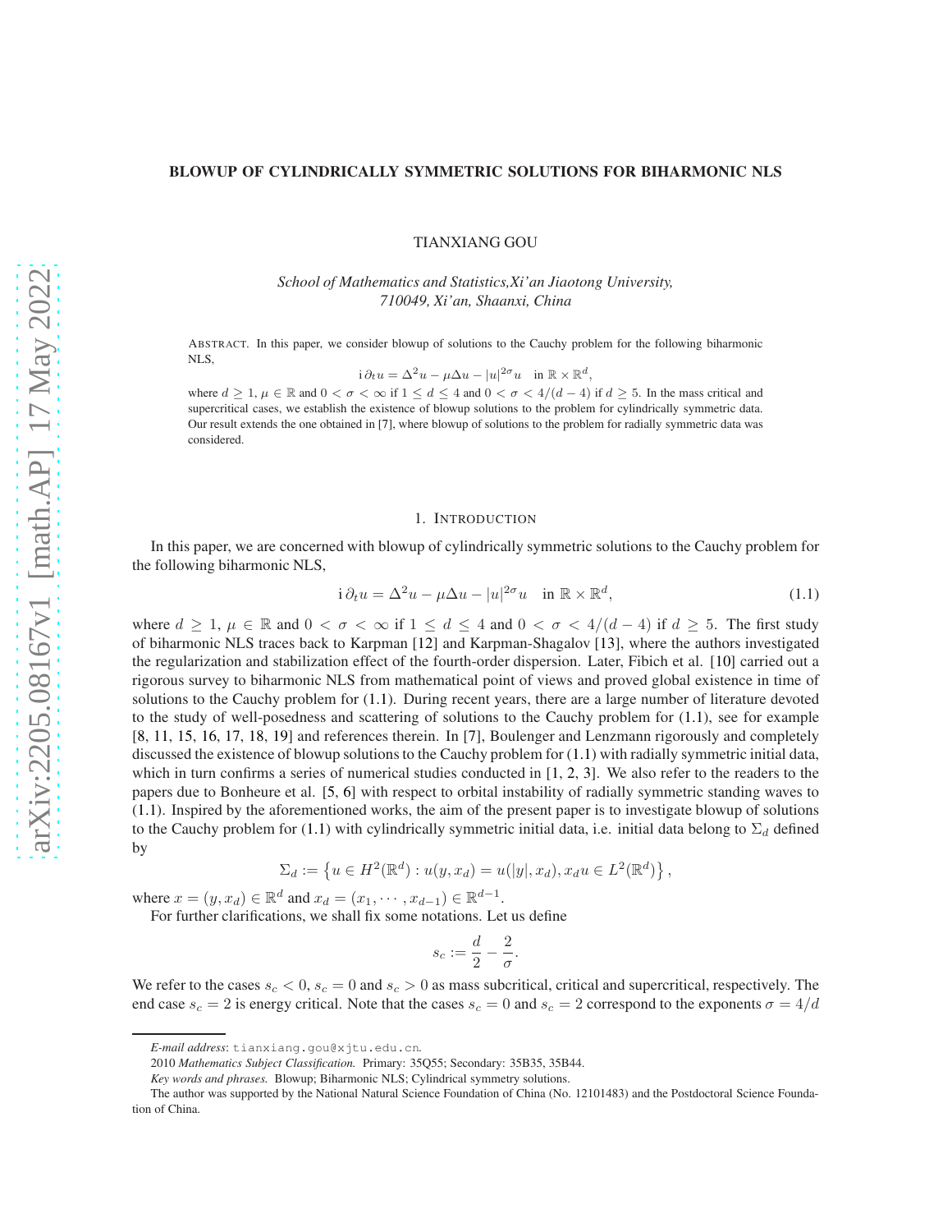# BLOWUP OF CYLINDRICALLY SYMMETRIC SOLUTIONS FOR BIHARMONIC NLS

TIANXIANG GOU

*School of Mathematics and Statistics,Xi'an Jiaotong University, 710049, Xi'an, Shaanxi, China*

ABSTRACT. In this paper, we consider blowup of solutions to the Cauchy problem for the following biharmonic NLS,

$$\mathrm{i}\,\partial_t u = \Delta^2 u - \mu\Delta u - |u|^{2\sigma} u \quad \text{in } \mathbb{R}\times\mathbb{R}^d,$$

where $d \geq 1$, $\mu \in \mathbb{R}$ and $0 < \sigma < \infty$ if $1 \leq d \leq 4$ and $0 < \sigma < 4/(d-4)$ if $d \geq 5$. In the mass critical and supercritical cases, we establish the existence of blowup solutions to the problem for cylindrically symmetric data. Our result extends the one obtained in [7], where blowup of solutions to the problem for radially symmetric data was considered.

## 1. INTRODUCTION

In this paper, we are concerned with blowup of cylindrically symmetric solutions to the Cauchy problem for the following biharmonic NLS,

$$\mathrm{i}\,\partial_t u = \Delta^2 u - \mu\Delta u - |u|^{2\sigma} u \quad \text{in } \mathbb{R}\times\mathbb{R}^d, \tag{1.1}$$

where $d \geq 1$, $\mu \in \mathbb{R}$ and $0 < \sigma < \infty$ if $1 \leq d \leq 4$ and $0 < \sigma < 4/(d-4)$ if $d \geq 5$. The first study of biharmonic NLS traces back to Karpman [12] and Karpman-Shagalov [13], where the authors investigated the regularization and stabilization effect of the fourth-order dispersion. Later, Fibich et al. [10] carried out a rigorous survey to biharmonic NLS from mathematical point of views and proved global existence in time of solutions to the Cauchy problem for (1.1). During recent years, there are a large number of literature devoted to the study of well-posedness and scattering of solutions to the Cauchy problem for (1.1), see for example [8, 11, 15, 16, 17, 18, 19] and references therein. In [7], Boulenger and Lenzmann rigorously and completely discussed the existence of blowup solutions to the Cauchy problem for (1.1) with radially symmetric initial data, which in turn confirms a series of numerical studies conducted in [1, 2, 3]. We also refer to the readers to the papers due to Bonheure et al. [5, 6] with respect to orbital instability of radially symmetric standing waves to (1.1). Inspired by the aforementioned works, the aim of the present paper is to investigate blowup of solutions to the Cauchy problem for (1.1) with cylindrically symmetric initial data, i.e. initial data belong to $\Sigma_d$ defined by

$$\Sigma_d := \left\{ u \in H^2(\mathbb{R}^d) : u(y, x_d) = u(|y|, x_d), x_d u \in L^2(\mathbb{R}^d) \right\},$$

where $x = (y, x_d) \in \mathbb{R}^d$ and $x_d = (x_1, \cdots, x_{d-1}) \in \mathbb{R}^{d-1}$.

For further clarifications, we shall fix some notations. Let us define

$$s_c := \frac{d}{2} - \frac{2}{\sigma}.$$

We refer to the cases $s_c < 0$, $s_c = 0$ and $s_c > 0$ as mass subcritical, critical and supercritical, respectively. The end case $s_c = 2$ is energy critical. Note that the cases $s_c = 0$ and $s_c = 2$ correspond to the exponents $\sigma = 4/d$

*E-mail address*: tianxiang.gou@xjtu.edu.cn.

2010 *Mathematics Subject Classification.* Primary: 35Q55; Secondary: 35B35, 35B44.

*Key words and phrases.* Blowup; Biharmonic NLS; Cylindrical symmetry solutions.

The author was supported by the National Natural Science Foundation of China (No. 12101483) and the Postdoctoral Science Foundation of China.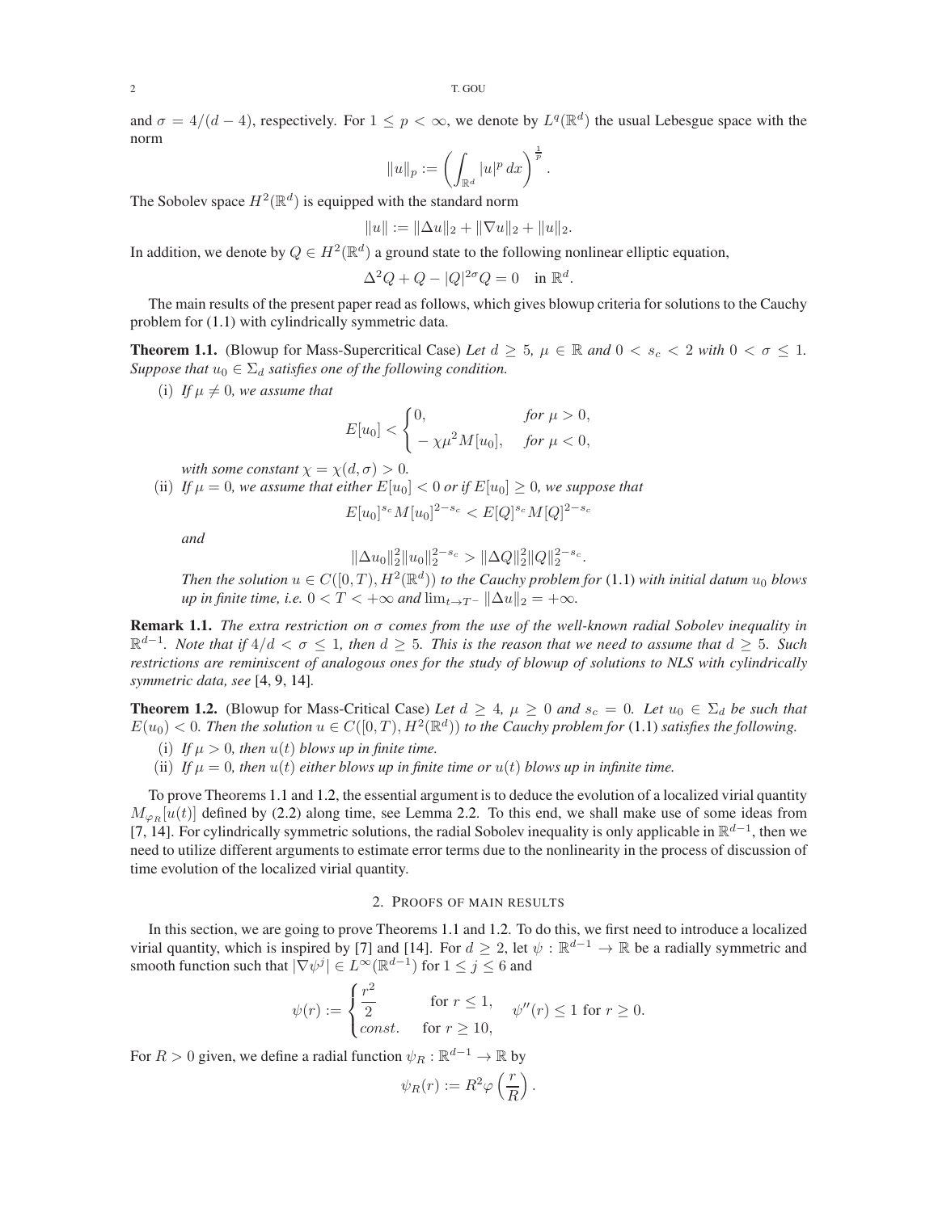and $\sigma = 4/(d-4)$, respectively. For $1 \leq p < \infty$, we denote by $L^q(\mathbb{R}^d)$ the usual Lebesgue space with the norm

$$\|u\|_p := \left( \int_{\mathbb{R}^d} |u|^p \, dx \right)^{\frac{1}{p}}.$$

The Sobolev space $H^2(\mathbb{R}^d)$ is equipped with the standard norm

$$\|u\| := \|\Delta u\|_2 + \|\nabla u\|_2 + \|u\|_2.$$

In addition, we denote by $Q \in H^2(\mathbb{R}^d)$ a ground state to the following nonlinear elliptic equation,

$$\Delta^2 Q + Q - |Q|^{2\sigma} Q = 0 \quad \text{in } \mathbb{R}^d.$$

The main results of the present paper read as follows, which gives blowup criteria for solutions to the Cauchy problem for (1.1) with cylindrically symmetric data.

**Theorem 1.1.** (Blowup for Mass-Supercritical Case) *Let $d \geq 5$, $\mu \in \mathbb{R}$ and $0 < s_c < 2$ with $0 < \sigma \leq 1$. Suppose that $u_0 \in \Sigma_d$ satisfies one of the following condition.*

(i) *If $\mu \neq 0$, we assume that*

$$E[u_0] < \begin{cases} 0, & \text{for } \mu > 0, \\ -\chi \mu^2 M[u_0], & \text{for } \mu < 0, \end{cases}$$

*with some constant $\chi = \chi(d, \sigma) > 0$.*

(ii) *If $\mu = 0$, we assume that either $E[u_0] < 0$ or if $E[u_0] \geq 0$, we suppose that*

$$E[u_0]^{s_c} M[u_0]^{2-s_c} < E[Q]^{s_c} M[Q]^{2-s_c}$$

*and*

$$\|\Delta u_0\|_2^2 \|u_0\|_2^{2-s_c} > \|\Delta Q\|_2^2 \|Q\|_2^{2-s_c}.$$

*Then the solution $u \in C([0,T), H^2(\mathbb{R}^d))$ to the Cauchy problem for* (1.1) *with initial datum $u_0$ blows up in finite time, i.e. $0 < T < +\infty$ and $\lim_{t \to T^-} \|\Delta u\|_2 = +\infty$.*

**Remark 1.1.** *The extra restriction on $\sigma$ comes from the use of the well-known radial Sobolev inequality in $\mathbb{R}^{d-1}$. Note that if $4/d < \sigma \leq 1$, then $d \geq 5$. This is the reason that we need to assume that $d \geq 5$. Such restrictions are reminiscent of analogous ones for the study of blowup of solutions to NLS with cylindrically symmetric data, see* [4, 9, 14].

**Theorem 1.2.** (Blowup for Mass-Critical Case) *Let $d \geq 4$, $\mu \geq 0$ and $s_c = 0$. Let $u_0 \in \Sigma_d$ be such that $E(u_0) < 0$. Then the solution $u \in C([0,T), H^2(\mathbb{R}^d))$ to the Cauchy problem for* (1.1) *satisfies the following.*

(i) *If $\mu > 0$, then $u(t)$ blows up in finite time.*

(ii) *If $\mu = 0$, then $u(t)$ either blows up in finite time or $u(t)$ blows up in infinite time.*

To prove Theorems 1.1 and 1.2, the essential argument is to deduce the evolution of a localized virial quantity $M_{\varphi_R}[u(t)]$ defined by (2.2) along time, see Lemma 2.2. To this end, we shall make use of some ideas from [7, 14]. For cylindrically symmetric solutions, the radial Sobolev inequality is only applicable in $\mathbb{R}^{d-1}$, then we need to utilize different arguments to estimate error terms due to the nonlinearity in the process of discussion of time evolution of the localized virial quantity.

## 2. Proofs of main results

In this section, we are going to prove Theorems 1.1 and 1.2. To do this, we first need to introduce a localized virial quantity, which is inspired by [7] and [14]. For $d \geq 2$, let $\psi : \mathbb{R}^{d-1} \to \mathbb{R}$ be a radially symmetric and smooth function such that $|\nabla \psi^j| \in L^\infty(\mathbb{R}^{d-1})$ for $1 \leq j \leq 6$ and

$$\psi(r) := \begin{cases} \dfrac{r^2}{2} & \text{for } r \leq 1, \\ const. & \text{for } r \geq 10, \end{cases} \quad \psi''(r) \leq 1 \text{ for } r \geq 0.$$

For $R > 0$ given, we define a radial function $\psi_R : \mathbb{R}^{d-1} \to \mathbb{R}$ by

$$\psi_R(r) := R^2 \varphi\left(\frac{r}{R}\right).$$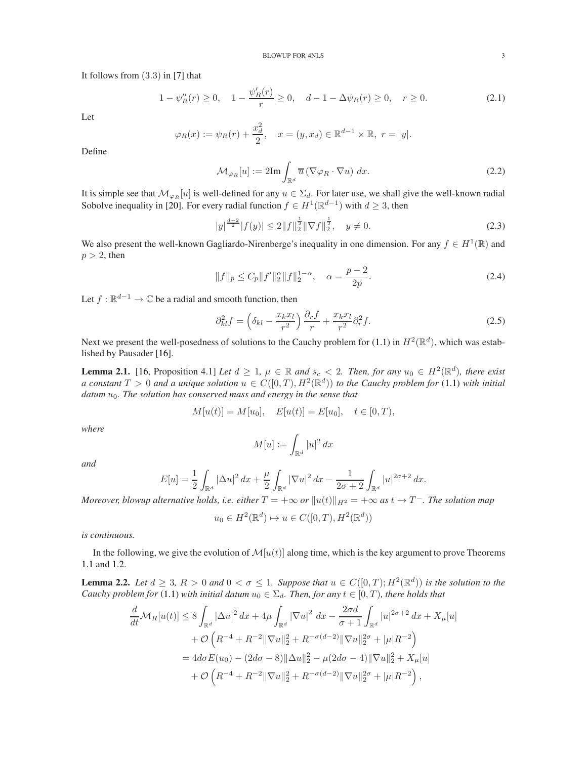It follows from $(3.3)$ in [7] that

$$1 - \psi_R''(r) \geq 0, \quad 1 - \frac{\psi_R'(r)}{r} \geq 0, \quad d - 1 - \Delta\psi_R(r) \geq 0, \quad r \geq 0. \tag{2.1}$$

Let

$$\varphi_R(x) := \psi_R(r) + \frac{x_d^2}{2}, \quad x = (y, x_d) \in \mathbb{R}^{d-1} \times \mathbb{R}, \ r = |y|.$$

Define

$$\mathcal{M}_{\varphi_R}[u] := 2\mathrm{Im} \int_{\mathbb{R}^d} \overline{u} \left(\nabla \varphi_R \cdot \nabla u\right) \, dx. \tag{2.2}$$

It is simple see that $\mathcal{M}_{\varphi_R}[u]$ is well-defined for any $u \in \Sigma_d$. For later use, we shall give the well-known radial Sobolve inequality in [20]. For every radial function $f \in H^1(\mathbb{R}^{d-1})$ with $d \geq 3$, then

$$|y|^{\frac{d-2}{2}} |f(y)| \leq 2 \|f\|_2^{\frac{1}{2}} \|\nabla f\|_2^{\frac{1}{2}}, \quad y \neq 0. \tag{2.3}$$

We also present the well-known Gagliardo-Nirenberge's inequality in one dimension. For any $f \in H^1(\mathbb{R})$ and $p > 2$, then

$$\|f\|_p \leq C_p \|f'\|_2^{\alpha} \|f\|_2^{1-\alpha}, \quad \alpha = \frac{p-2}{2p}. \tag{2.4}$$

Let $f : \mathbb{R}^{d-1} \to \mathbb{C}$ be a radial and smooth function, then

$$\partial_{kl}^2 f = \left(\delta_{kl} - \frac{x_k x_l}{r^2}\right) \frac{\partial_r f}{r} + \frac{x_k x_l}{r^2} \partial_r^2 f. \tag{2.5}$$

Next we present the well-posedness of solutions to the Cauchy problem for (1.1) in $H^2(\mathbb{R}^d)$, which was established by Pausader [16].

**Lemma 2.1.** [16, Proposition 4.1] *Let $d \geq 1$, $\mu \in \mathbb{R}$ and $s_c < 2$. Then, for any $u_0 \in H^2(\mathbb{R}^d)$, there exist a constant $T > 0$ and a unique solution $u \in C([0,T), H^2(\mathbb{R}^d))$ to the Cauchy problem for* (1.1) *with initial datum $u_0$. The solution has conserved mass and energy in the sense that*

$$M[u(t)] = M[u_0], \quad E[u(t)] = E[u_0], \quad t \in [0, T),$$

*where*

$$M[u] := \int_{\mathbb{R}^d} |u|^2 \, dx$$

*and*

$$E[u] = \frac{1}{2} \int_{\mathbb{R}^d} |\Delta u|^2 \, dx + \frac{\mu}{2} \int_{\mathbb{R}^d} |\nabla u|^2 \, dx - \frac{1}{2\sigma + 2} \int_{\mathbb{R}^d} |u|^{2\sigma+2} \, dx.$$

*Moreover, blowup alternative holds, i.e. either $T = +\infty$ or $\|u(t)\|_{H^2} = +\infty$ as $t \to T^-$. The solution map*

$$u_0 \in H^2(\mathbb{R}^d) \mapsto u \in C([0,T), H^2(\mathbb{R}^d))$$

*is continuous.*

In the following, we give the evolution of $\mathcal{M}[u(t)]$ along time, which is the key argument to prove Theorems 1.1 and 1.2.

**Lemma 2.2.** *Let $d \geq 3$, $R > 0$ and $0 < \sigma \leq 1$. Suppose that $u \in C([0,T); H^2(\mathbb{R}^d))$ is the solution to the Cauchy problem for* (1.1) *with initial datum $u_0 \in \Sigma_d$. Then, for any $t \in [0,T)$, there holds that*

$$\begin{aligned}
\frac{d}{dt}\mathcal{M}_R[u(t)] &\leq 8 \int_{\mathbb{R}^d} |\Delta u|^2 \, dx + 4\mu \int_{\mathbb{R}^d} |\nabla u|^2 \, dx - \frac{2\sigma d}{\sigma+1} \int_{\mathbb{R}^d} |u|^{2\sigma+2} \, dx + X_\mu[u] \\
&\quad + \mathcal{O}\left(R^{-4} + R^{-2}\|\nabla u\|_2^2 + R^{-\sigma(d-2)} \|\nabla u\|_2^{2\sigma} + |\mu| R^{-2}\right) \\
&= 4d\sigma E(u_0) - (2d\sigma - 8)\|\Delta u\|_2^2 - \mu(2d\sigma - 4)\|\nabla u\|_2^2 + X_\mu[u] \\
&\quad + \mathcal{O}\left(R^{-4} + R^{-2}\|\nabla u\|_2^2 + R^{-\sigma(d-2)} \|\nabla u\|_2^{2\sigma} + |\mu| R^{-2}\right),
\end{aligned}$$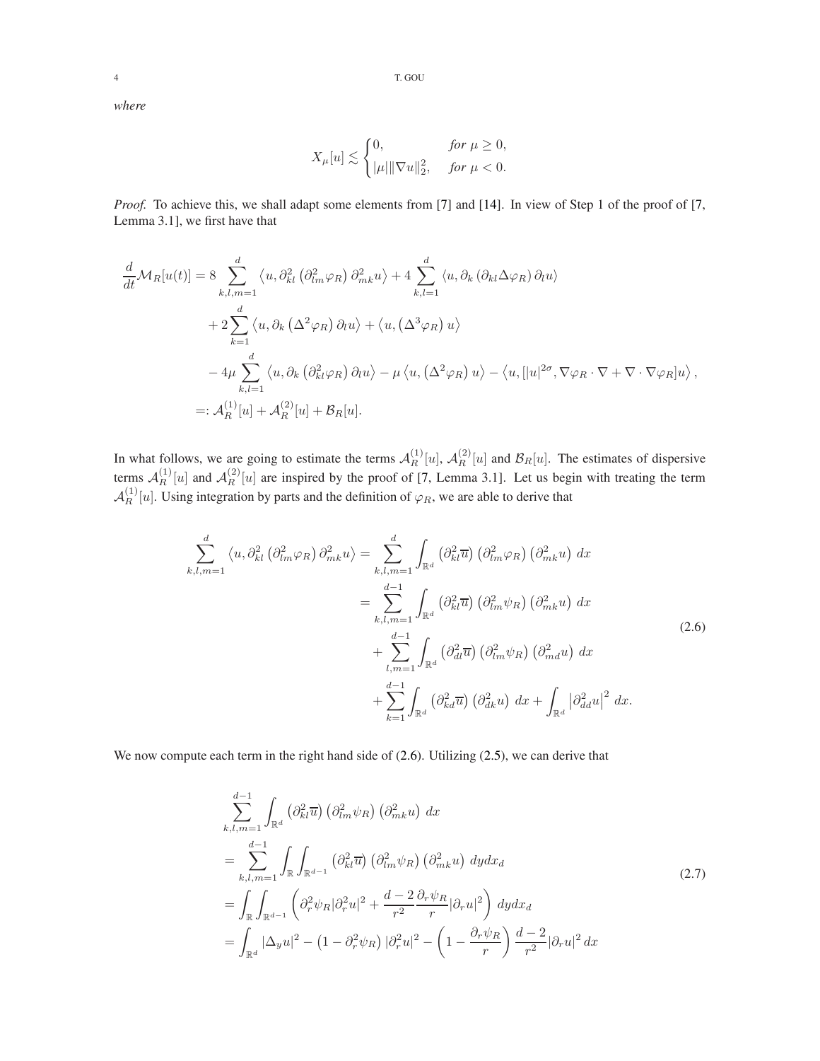*where*

$$X_\mu[u] \lesssim \begin{cases} 0, & \text{for } \mu \geq 0, \\ |\mu| \|\nabla u\|_2^2, & \text{for } \mu < 0. \end{cases}$$

*Proof.* To achieve this, we shall adapt some elements from [7] and [14]. In view of Step 1 of the proof of [7, Lemma 3.1], we first have that

$$\begin{aligned}
\frac{d}{dt}\mathcal{M}_R[u(t)] &= 8\sum_{k,l,m=1}^{d} \left\langle u, \partial_{kl}^2\left(\partial_{lm}^2\varphi_R\right)\partial_{mk}^2 u\right\rangle + 4\sum_{k,l=1}^{d}\left\langle u, \partial_k\left(\partial_{kl}\Delta\varphi_R\right)\partial_l u\right\rangle \\
&\quad + 2\sum_{k=1}^{d}\left\langle u, \partial_k\left(\Delta^2\varphi_R\right)\partial_l u\right\rangle + \left\langle u, \left(\Delta^3\varphi_R\right)u\right\rangle \\
&\quad - 4\mu\sum_{k,l=1}^{d}\left\langle u, \partial_k\left(\partial_{kl}^2\varphi_R\right)\partial_l u\right\rangle - \mu\left\langle u, \left(\Delta^2\varphi_R\right)u\right\rangle - \left\langle u, [|u|^{2\sigma}, \nabla\varphi_R\cdot\nabla + \nabla\cdot\nabla\varphi_R]u\right\rangle, \\
&=: \mathcal{A}_R^{(1)}[u] + \mathcal{A}_R^{(2)}[u] + \mathcal{B}_R[u].
\end{aligned}$$

In what follows, we are going to estimate the terms $\mathcal{A}_R^{(1)}[u]$, $\mathcal{A}_R^{(2)}[u]$ and $\mathcal{B}_R[u]$. The estimates of dispersive terms $\mathcal{A}_R^{(1)}[u]$ and $\mathcal{A}_R^{(2)}[u]$ are inspired by the proof of [7, Lemma 3.1]. Let us begin with treating the term $\mathcal{A}_R^{(1)}[u]$. Using integration by parts and the definition of $\varphi_R$, we are able to derive that

$$\begin{aligned}
\sum_{k,l,m=1}^{d}\left\langle u, \partial_{kl}^2\left(\partial_{lm}^2\varphi_R\right)\partial_{mk}^2 u\right\rangle &= \sum_{k,l,m=1}^{d}\int_{\mathbb{R}^d}\left(\partial_{kl}^2\overline{u}\right)\left(\partial_{lm}^2\varphi_R\right)\left(\partial_{mk}^2 u\right)\,dx \\
&= \sum_{k,l,m=1}^{d-1}\int_{\mathbb{R}^d}\left(\partial_{kl}^2\overline{u}\right)\left(\partial_{lm}^2\psi_R\right)\left(\partial_{mk}^2 u\right)\,dx \\
&\quad + \sum_{l,m=1}^{d-1}\int_{\mathbb{R}^d}\left(\partial_{dl}^2\overline{u}\right)\left(\partial_{lm}^2\psi_R\right)\left(\partial_{md}^2 u\right)\,dx \\
&\quad + \sum_{k=1}^{d-1}\int_{\mathbb{R}^d}\left(\partial_{kd}^2\overline{u}\right)\left(\partial_{dk}^2 u\right)\,dx + \int_{\mathbb{R}^d}\left|\partial_{dd}^2 u\right|^2\,dx.
\end{aligned} \tag{2.6}$$

We now compute each term in the right hand side of (2.6). Utilizing (2.5), we can derive that

$$\begin{aligned}
&\sum_{k,l,m=1}^{d-1}\int_{\mathbb{R}^d}\left(\partial_{kl}^2\overline{u}\right)\left(\partial_{lm}^2\psi_R\right)\left(\partial_{mk}^2 u\right)\,dx \\
&= \sum_{k,l,m=1}^{d-1}\int_{\mathbb{R}}\int_{\mathbb{R}^{d-1}}\left(\partial_{kl}^2\overline{u}\right)\left(\partial_{lm}^2\psi_R\right)\left(\partial_{mk}^2 u\right)\,dydx_d \\
&= \int_{\mathbb{R}}\int_{\mathbb{R}^{d-1}}\left(\partial_r^2\psi_R|\partial_r^2 u|^2 + \frac{d-2}{r^2}\frac{\partial_r\psi_R}{r}|\partial_r u|^2\right)\,dydx_d \\
&= \int_{\mathbb{R}^d}|\Delta_y u|^2 - \left(1-\partial_r^2\psi_R\right)|\partial_r^2 u|^2 - \left(1-\frac{\partial_r\psi_R}{r}\right)\frac{d-2}{r^2}|\partial_r u|^2\,dx
\end{aligned} \tag{2.7}$$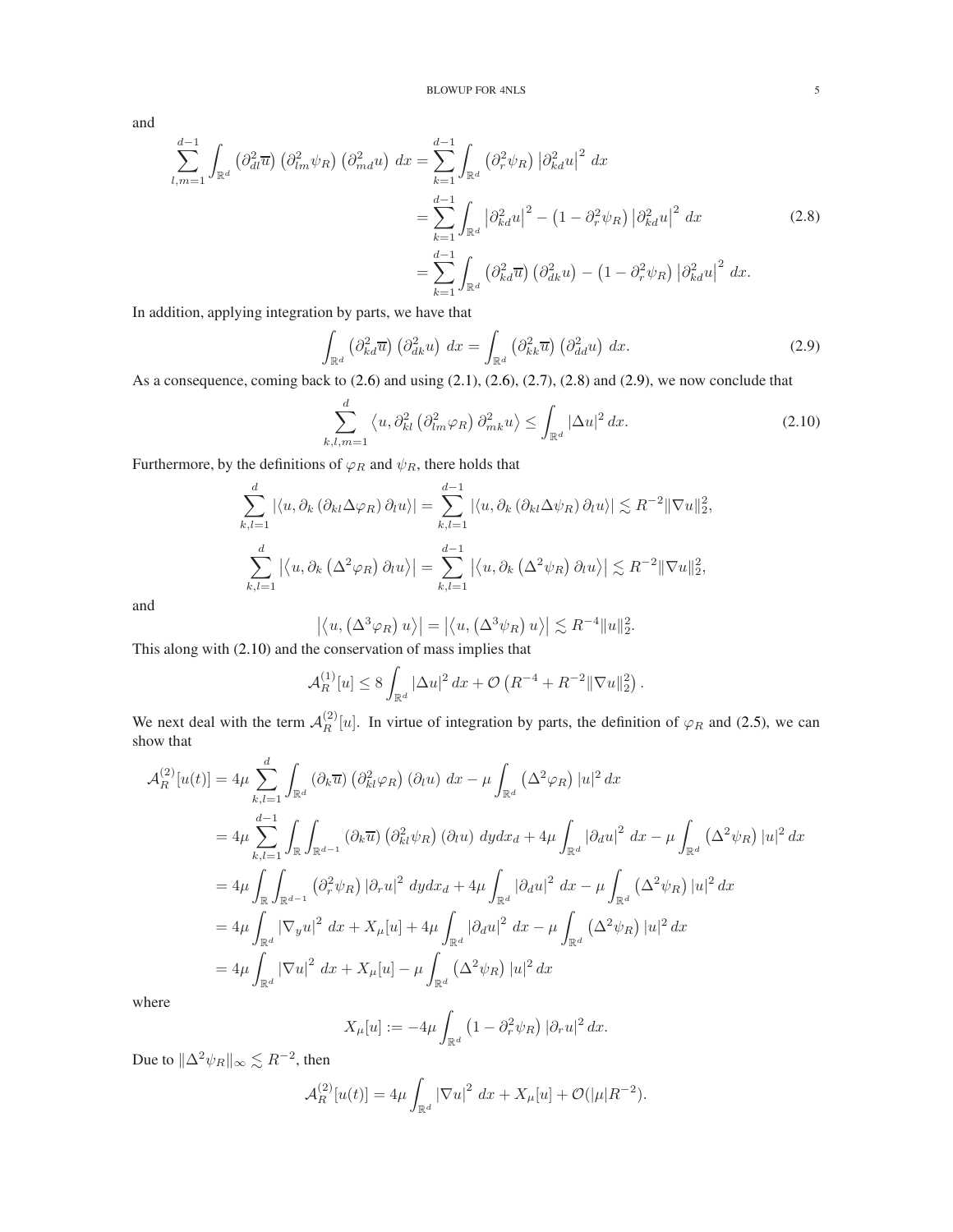and

$$
\begin{aligned}
\sum_{l,m=1}^{d-1} \int_{\mathbb{R}^d} \left(\partial_{dl}^2 \overline{u}\right)\left(\partial_{lm}^2 \psi_R\right)\left(\partial_{md}^2 u\right)\, dx &= \sum_{k=1}^{d-1} \int_{\mathbb{R}^d} \left(\partial_r^2 \psi_R\right)\left|\partial_{kd}^2 u\right|^2\, dx \\
&= \sum_{k=1}^{d-1} \int_{\mathbb{R}^d} \left|\partial_{kd}^2 u\right|^2 - \left(1-\partial_r^2 \psi_R\right)\left|\partial_{kd}^2 u\right|^2\, dx \\
&= \sum_{k=1}^{d-1} \int_{\mathbb{R}^d} \left(\partial_{kd}^2 \overline{u}\right)\left(\partial_{dk}^2 u\right) - \left(1-\partial_r^2 \psi_R\right)\left|\partial_{kd}^2 u\right|^2\, dx.
\end{aligned} \tag{2.8}
$$

In addition, applying integration by parts, we have that

$$
\int_{\mathbb{R}^d} \left(\partial_{kd}^2 \overline{u}\right)\left(\partial_{dk}^2 u\right)\, dx = \int_{\mathbb{R}^d} \left(\partial_{kk}^2 \overline{u}\right)\left(\partial_{dd}^2 u\right)\, dx. \tag{2.9}
$$

As a consequence, coming back to (2.6) and using (2.1), (2.6), (2.7), (2.8) and (2.9), we now conclude that

$$
\sum_{k,l,m=1}^{d} \left\langle u, \partial_{kl}^2\left(\partial_{lm}^2 \varphi_R\right)\partial_{mk}^2 u\right\rangle \leq \int_{\mathbb{R}^d} |\Delta u|^2\, dx. \tag{2.10}
$$

Furthermore, by the definitions of $\varphi_R$ and $\psi_R$, there holds that

$$
\sum_{k,l=1}^{d} \left|\left\langle u, \partial_k\left(\partial_{kl}\Delta\varphi_R\right)\partial_l u\right\rangle\right| = \sum_{k,l=1}^{d-1} \left|\left\langle u, \partial_k\left(\partial_{kl}\Delta\psi_R\right)\partial_l u\right\rangle\right| \lesssim R^{-2}\|\nabla u\|_2^2,
$$

$$
\sum_{k,l=1}^{d} \left|\left\langle u, \partial_k\left(\Delta^2\varphi_R\right)\partial_l u\right\rangle\right| = \sum_{k,l=1}^{d-1} \left|\left\langle u, \partial_k\left(\Delta^2\psi_R\right)\partial_l u\right\rangle\right| \lesssim R^{-2}\|\nabla u\|_2^2,
$$

and

$$
\left|\left\langle u, \left(\Delta^3\varphi_R\right)u\right\rangle\right| = \left|\left\langle u, \left(\Delta^3\psi_R\right)u\right\rangle\right| \lesssim R^{-4}\|u\|_2^2.
$$

This along with (2.10) and the conservation of mass implies that

$$
\mathcal{A}_R^{(1)}[u] \leq 8\int_{\mathbb{R}^d} |\Delta u|^2\, dx + \mathcal{O}\left(R^{-4} + R^{-2}\|\nabla u\|_2^2\right).
$$

We next deal with the term $\mathcal{A}_R^{(2)}[u]$. In virtue of integration by parts, the definition of $\varphi_R$ and (2.5), we can show that

$$
\begin{aligned}
\mathcal{A}_R^{(2)}[u(t)] &= 4\mu \sum_{k,l=1}^{d} \int_{\mathbb{R}^d} \left(\partial_k \overline{u}\right)\left(\partial_{kl}^2 \varphi_R\right)\left(\partial_l u\right)\, dx - \mu\int_{\mathbb{R}^d} \left(\Delta^2\varphi_R\right)|u|^2\, dx \\
&= 4\mu \sum_{k,l=1}^{d-1} \int_{\mathbb{R}}\int_{\mathbb{R}^{d-1}} \left(\partial_k \overline{u}\right)\left(\partial_{kl}^2 \psi_R\right)\left(\partial_l u\right)\, dydx_d + 4\mu\int_{\mathbb{R}^d} \left|\partial_d u\right|^2\, dx - \mu\int_{\mathbb{R}^d} \left(\Delta^2\psi_R\right)|u|^2\, dx \\
&= 4\mu \int_{\mathbb{R}}\int_{\mathbb{R}^{d-1}} \left(\partial_r^2 \psi_R\right)\left|\partial_r u\right|^2\, dydx_d + 4\mu\int_{\mathbb{R}^d} \left|\partial_d u\right|^2\, dx - \mu\int_{\mathbb{R}^d} \left(\Delta^2\psi_R\right)|u|^2\, dx \\
&= 4\mu \int_{\mathbb{R}^d} \left|\nabla_y u\right|^2\, dx + X_\mu[u] + 4\mu\int_{\mathbb{R}^d} \left|\partial_d u\right|^2\, dx - \mu\int_{\mathbb{R}^d} \left(\Delta^2\psi_R\right)|u|^2\, dx \\
&= 4\mu \int_{\mathbb{R}^d} \left|\nabla u\right|^2\, dx + X_\mu[u] - \mu\int_{\mathbb{R}^d} \left(\Delta^2\psi_R\right)|u|^2\, dx
\end{aligned}
$$

where

$$
X_\mu[u] := -4\mu\int_{\mathbb{R}^d} \left(1-\partial_r^2\psi_R\right)\left|\partial_r u\right|^2 dx.
$$

Due to $\|\Delta^2\psi_R\|_\infty \lesssim R^{-2}$, then

$$
\mathcal{A}_R^{(2)}[u(t)] = 4\mu\int_{\mathbb{R}^d} \left|\nabla u\right|^2\, dx + X_\mu[u] + \mathcal{O}(|\mu| R^{-2}).
$$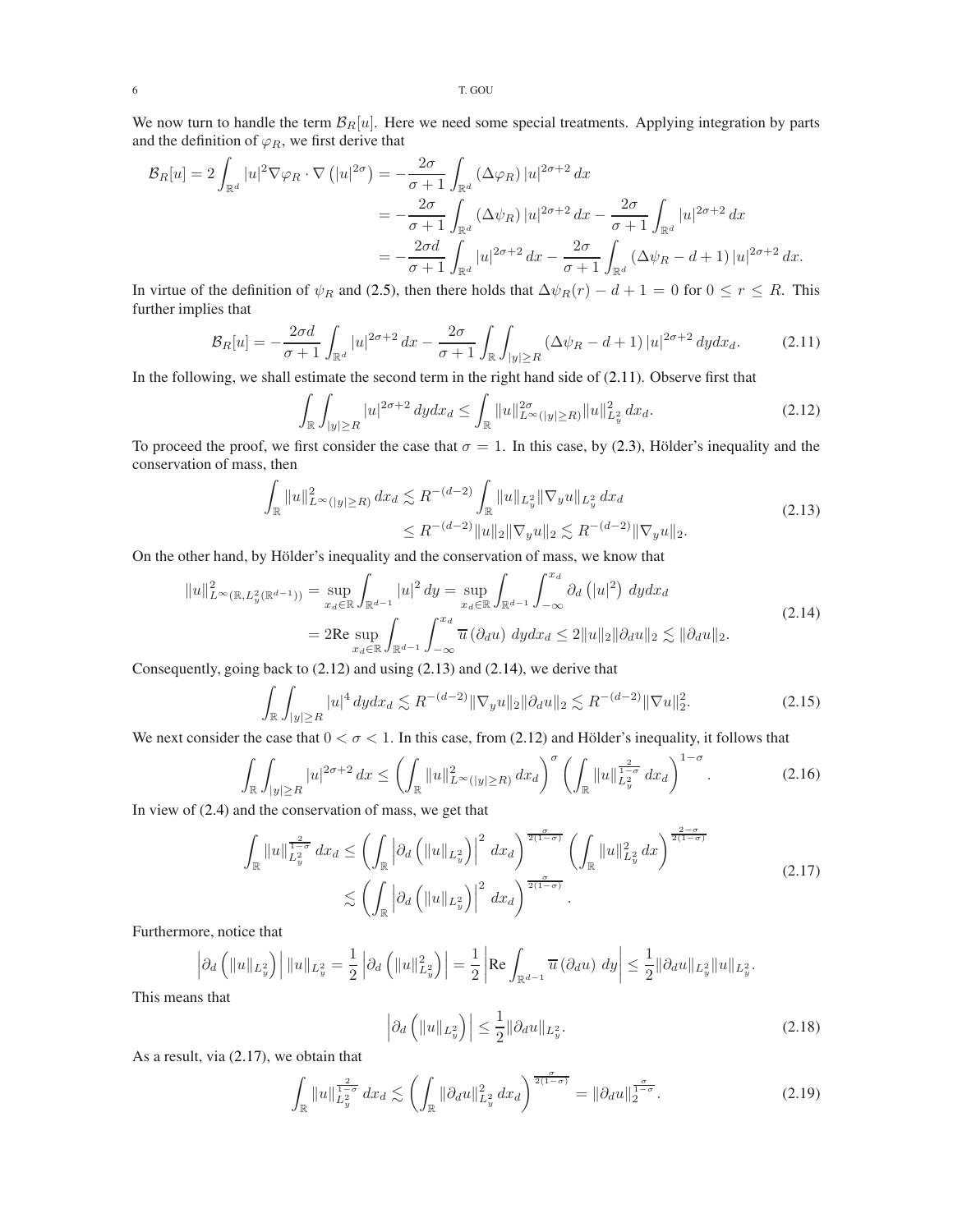We now turn to handle the term $\mathcal{B}_R[u]$. Here we need some special treatments. Applying integration by parts and the definition of $\varphi_R$, we first derive that

$$
\begin{aligned}
\mathcal{B}_R[u] = 2\int_{\mathbb{R}^d} |u|^2 \nabla\varphi_R \cdot \nabla\left(|u|^{2\sigma}\right) &= -\frac{2\sigma}{\sigma+1}\int_{\mathbb{R}^d} \left(\Delta\varphi_R\right)|u|^{2\sigma+2}\,dx \\
&= -\frac{2\sigma}{\sigma+1}\int_{\mathbb{R}^d} \left(\Delta\psi_R\right)|u|^{2\sigma+2}\,dx - \frac{2\sigma}{\sigma+1}\int_{\mathbb{R}^d} |u|^{2\sigma+2}\,dx \\
&= -\frac{2\sigma d}{\sigma+1}\int_{\mathbb{R}^d} |u|^{2\sigma+2}\,dx - \frac{2\sigma}{\sigma+1}\int_{\mathbb{R}^d} \left(\Delta\psi_R - d + 1\right)|u|^{2\sigma+2}\,dx.
\end{aligned}
$$

In virtue of the definition of $\psi_R$ and (2.5), then there holds that $\Delta\psi_R(r) - d + 1 = 0$ for $0 \leq r \leq R$. This further implies that

$$
\mathcal{B}_R[u] = -\frac{2\sigma d}{\sigma+1}\int_{\mathbb{R}^d} |u|^{2\sigma+2}\,dx - \frac{2\sigma}{\sigma+1}\int_{\mathbb{R}}\int_{|y|\geq R} \left(\Delta\psi_R - d + 1\right)|u|^{2\sigma+2}\,dydx_d. \tag{2.11}
$$

In the following, we shall estimate the second term in the right hand side of (2.11). Observe first that

$$
\int_{\mathbb{R}}\int_{|y|\geq R} |u|^{2\sigma+2}\,dydx_d \leq \int_{\mathbb{R}} \|u\|_{L^\infty(|y|\geq R)}^{2\sigma}\|u\|_{L^2_y}^2\,dx_d. \tag{2.12}
$$

To proceed the proof, we first consider the case that $\sigma = 1$. In this case, by (2.3), Hölder's inequality and the conservation of mass, then

$$
\begin{aligned}
\int_{\mathbb{R}} \|u\|_{L^\infty(|y|\geq R)}^2\,dx_d &\lesssim R^{-(d-2)}\int_{\mathbb{R}} \|u\|_{L^2_y}\|\nabla_y u\|_{L^2_y}\,dx_d \\
&\leq R^{-(d-2)}\|u\|_2\|\nabla_y u\|_2 \lesssim R^{-(d-2)}\|\nabla_y u\|_2.
\end{aligned} \tag{2.13}
$$

On the other hand, by Hölder's inequality and the conservation of mass, we know that

$$
\begin{aligned}
\|u\|_{L^\infty(\mathbb{R}, L^2_y(\mathbb{R}^{d-1}))}^2 &= \sup_{x_d\in\mathbb{R}}\int_{\mathbb{R}^{d-1}} |u|^2\,dy = \sup_{x_d\in\mathbb{R}}\int_{\mathbb{R}^{d-1}}\int_{-\infty}^{x_d} \partial_d\left(|u|^2\right)\,dydx_d \\
&= 2\mathrm{Re}\sup_{x_d\in\mathbb{R}}\int_{\mathbb{R}^{d-1}}\int_{-\infty}^{x_d} \overline{u}\left(\partial_d u\right)\,dydx_d \leq 2\|u\|_2\|\partial_d u\|_2 \lesssim \|\partial_d u\|_2.
\end{aligned} \tag{2.14}
$$

Consequently, going back to (2.12) and using (2.13) and (2.14), we derive that

$$
\int_{\mathbb{R}}\int_{|y|\geq R} |u|^4\,dydx_d \lesssim R^{-(d-2)}\|\nabla_y u\|_2\|\partial_d u\|_2 \lesssim R^{-(d-2)}\|\nabla u\|_2^2. \tag{2.15}
$$

We next consider the case that $0 < \sigma < 1$. In this case, from (2.12) and Hölder's inequality, it follows that

$$
\int_{\mathbb{R}}\int_{|y|\geq R} |u|^{2\sigma+2}\,dx \leq \left(\int_{\mathbb{R}} \|u\|_{L^\infty(|y|\geq R)}^2\,dx_d\right)^{\sigma}\left(\int_{\mathbb{R}} \|u\|_{L^2_y}^{\frac{2}{1-\sigma}}\,dx_d\right)^{1-\sigma}. \tag{2.16}
$$

In view of (2.4) and the conservation of mass, we get that

$$
\begin{aligned}
\int_{\mathbb{R}} \|u\|_{L^2_y}^{\frac{2}{1-\sigma}}\,dx_d &\leq \left(\int_{\mathbb{R}} \left|\partial_d\left(\|u\|_{L^2_y}\right)\right|^2\,dx_d\right)^{\frac{\sigma}{2(1-\sigma)}}\left(\int_{\mathbb{R}} \|u\|_{L^2_y}^2\,dx\right)^{\frac{2-\sigma}{2(1-\sigma)}} \\
&\lesssim \left(\int_{\mathbb{R}} \left|\partial_d\left(\|u\|_{L^2_y}\right)\right|^2\,dx_d\right)^{\frac{\sigma}{2(1-\sigma)}}.
\end{aligned} \tag{2.17}
$$

Furthermore, notice that

$$
\left|\partial_d\left(\|u\|_{L^2_y}\right)\right|\|u\|_{L^2_y} = \frac{1}{2}\left|\partial_d\left(\|u\|_{L^2_y}^2\right)\right| = \frac{1}{2}\left|\mathrm{Re}\int_{\mathbb{R}^{d-1}} \overline{u}\left(\partial_d u\right)\,dy\right| \leq \frac{1}{2}\|\partial_d u\|_{L^2_y}\|u\|_{L^2_y}.
$$

This means that

$$
\left|\partial_d\left(\|u\|_{L^2_y}\right)\right| \leq \frac{1}{2}\|\partial_d u\|_{L^2_y}. \tag{2.18}
$$

As a result, via (2.17), we obtain that

$$
\int_{\mathbb{R}} \|u\|_{L^2_y}^{\frac{2}{1-\sigma}}\,dx_d \lesssim \left(\int_{\mathbb{R}} \|\partial_d u\|_{L^2_y}^2\,dx_d\right)^{\frac{\sigma}{2(1-\sigma)}} = \|\partial_d u\|_2^{\frac{\sigma}{1-\sigma}}. \tag{2.19}
$$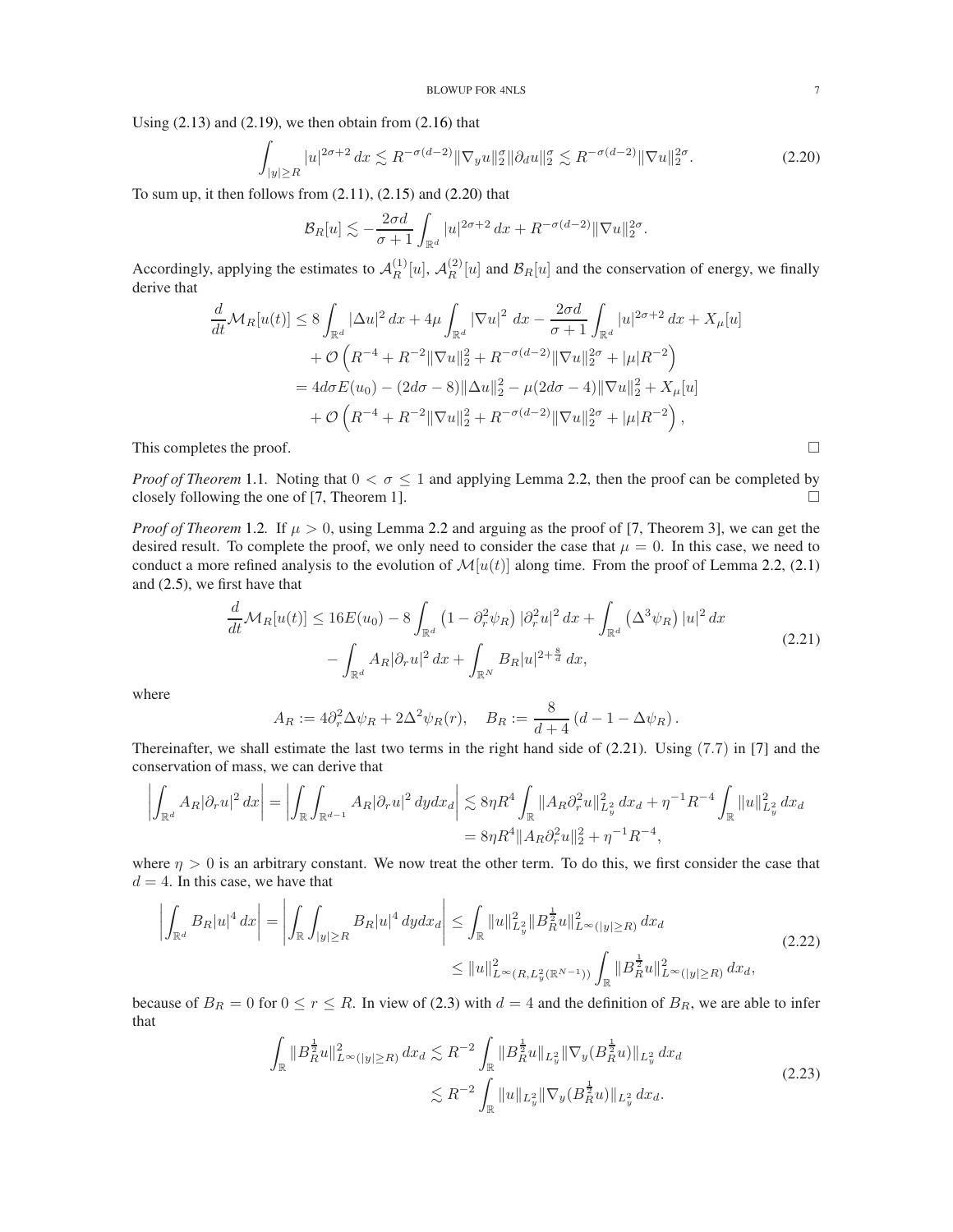Using (2.13) and (2.19), we then obtain from (2.16) that

$$\int_{|y|\geq R} |u|^{2\sigma+2}\,dx \lesssim R^{-\sigma(d-2)}\|\nabla_y u\|_2^{\sigma}\|\partial_d u\|_2^{\sigma} \lesssim R^{-\sigma(d-2)}\|\nabla u\|_2^{2\sigma}. \tag{2.20}$$

To sum up, it then follows from (2.11), (2.15) and (2.20) that

$$\mathcal{B}_R[u] \lesssim -\frac{2\sigma d}{\sigma+1}\int_{\mathbb{R}^d} |u|^{2\sigma+2}\,dx + R^{-\sigma(d-2)}\|\nabla u\|_2^{2\sigma}.$$

Accordingly, applying the estimates to $\mathcal{A}_R^{(1)}[u]$, $\mathcal{A}_R^{(2)}[u]$ and $\mathcal{B}_R[u]$ and the conservation of energy, we finally derive that

$$\begin{aligned}
\frac{d}{dt}\mathcal{M}_R[u(t)] &\leq 8\int_{\mathbb{R}^d} |\Delta u|^2\,dx + 4\mu\int_{\mathbb{R}^d} |\nabla u|^2\,dx - \frac{2\sigma d}{\sigma+1}\int_{\mathbb{R}^d} |u|^{2\sigma+2}\,dx + X_\mu[u] \\
&\quad + \mathcal{O}\left(R^{-4} + R^{-2}\|\nabla u\|_2^2 + R^{-\sigma(d-2)}\|\nabla u\|_2^{2\sigma} + |\mu|R^{-2}\right) \\
&= 4d\sigma E(u_0) - (2d\sigma - 8)\|\Delta u\|_2^2 - \mu(2d\sigma - 4)\|\nabla u\|_2^2 + X_\mu[u] \\
&\quad + \mathcal{O}\left(R^{-4} + R^{-2}\|\nabla u\|_2^2 + R^{-\sigma(d-2)}\|\nabla u\|_2^{2\sigma} + |\mu|R^{-2}\right),
\end{aligned}$$

This completes the proof. $\square$

*Proof of Theorem* 1.1. Noting that $0 < \sigma \leq 1$ and applying Lemma 2.2, then the proof can be completed by closely following the one of [7, Theorem 1]. $\square$

*Proof of Theorem* 1.2. If $\mu > 0$, using Lemma 2.2 and arguing as the proof of [7, Theorem 3], we can get the desired result. To complete the proof, we only need to consider the case that $\mu = 0$. In this case, we need to conduct a more refined analysis to the evolution of $\mathcal{M}[u(t)]$ along time. From the proof of Lemma 2.2, (2.1) and (2.5), we first have that

$$\begin{aligned}
\frac{d}{dt}\mathcal{M}_R[u(t)] &\leq 16E(u_0) - 8\int_{\mathbb{R}^d}\left(1 - \partial_r^2\psi_R\right)|\partial_r^2 u|^2\,dx + \int_{\mathbb{R}^d}\left(\Delta^3\psi_R\right)|u|^2\,dx \\
&\quad - \int_{\mathbb{R}^d} A_R|\partial_r u|^2\,dx + \int_{\mathbb{R}^N} B_R|u|^{2+\frac{8}{d}}\,dx,
\end{aligned} \tag{2.21}$$

where

$$A_R := 4\partial_r^2\Delta\psi_R + 2\Delta^2\psi_R(r), \quad B_R := \frac{8}{d+4}\left(d - 1 - \Delta\psi_R\right).$$

Thereinafter, we shall estimate the last two terms in the right hand side of (2.21). Using (7.7) in [7] and the conservation of mass, we can derive that

$$\begin{aligned}
\left|\int_{\mathbb{R}^d} A_R|\partial_r u|^2\,dx\right| = \left|\int_{\mathbb{R}}\int_{\mathbb{R}^{d-1}} A_R|\partial_r u|^2\,dy dx_d\right| &\lesssim 8\eta R^4\int_{\mathbb{R}}\|A_R\partial_r^2 u\|_{L_y^2}^2\,dx_d + \eta^{-1}R^{-4}\int_{\mathbb{R}}\|u\|_{L_y^2}^2\,dx_d \\
&= 8\eta R^4\|A_R\partial_r^2 u\|_2^2 + \eta^{-1}R^{-4},
\end{aligned}$$

where $\eta > 0$ is an arbitrary constant. We now treat the other term. To do this, we first consider the case that $d = 4$. In this case, we have that

$$\begin{aligned}
\left|\int_{\mathbb{R}^d} B_R|u|^4\,dx\right| = \left|\int_{\mathbb{R}}\int_{|y|\geq R} B_R|u|^4\,dy dx_d\right| &\leq \int_{\mathbb{R}}\|u\|_{L_y^2}^2\|B_R^{\frac{1}{2}}u\|_{L^\infty(|y|\geq R)}^2\,dx_d \\
&\leq \|u\|_{L^\infty(R, L_y^2(\mathbb{R}^{N-1}))}^2\int_{\mathbb{R}}\|B_R^{\frac{1}{2}}u\|_{L^\infty(|y|\geq R)}^2\,dx_d,
\end{aligned} \tag{2.22}$$

because of $B_R = 0$ for $0 \leq r \leq R$. In view of (2.3) with $d = 4$ and the definition of $B_R$, we are able to infer that

$$\begin{aligned}
\int_{\mathbb{R}}\|B_R^{\frac{1}{2}}u\|_{L^\infty(|y|\geq R)}^2\,dx_d &\lesssim R^{-2}\int_{\mathbb{R}}\|B_R^{\frac{1}{2}}u\|_{L_y^2}\|\nabla_y(B_R^{\frac{1}{2}}u)\|_{L_y^2}\,dx_d \\
&\lesssim R^{-2}\int_{\mathbb{R}}\|u\|_{L_y^2}\|\nabla_y(B_R^{\frac{1}{2}}u)\|_{L_y^2}\,dx_d.
\end{aligned} \tag{2.23}$$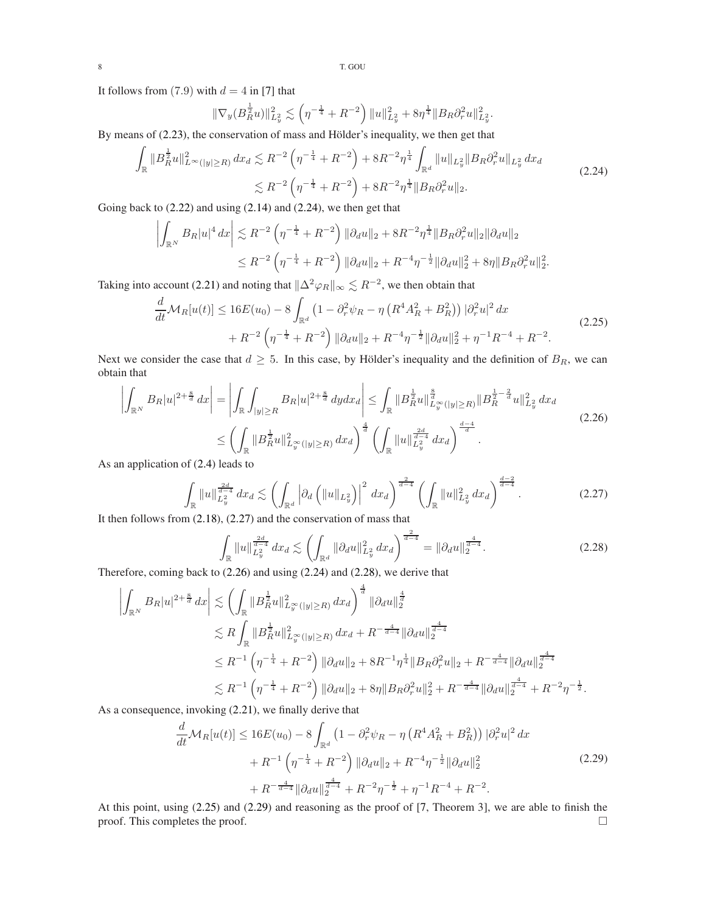It follows from (7.9) with $d = 4$ in [7] that

$$\|\nabla_y (B_R^{\frac{1}{2}} u)\|_{L_y^2}^2 \lesssim \left(\eta^{-\frac{1}{4}} + R^{-2}\right) \|u\|_{L_y^2}^2 + 8\eta^{\frac{1}{4}} \|B_R \partial_r^2 u\|_{L_y^2}^2.$$

By means of (2.23), the conservation of mass and Hölder's inequality, we then get that

$$\begin{aligned}
\int_{\mathbb{R}} \|B_R^{\frac{1}{2}} u\|_{L^\infty(|y|\geq R)}^2 \, dx_d &\lesssim R^{-2}\left(\eta^{-\frac{1}{4}} + R^{-2}\right) + 8R^{-2}\eta^{\frac{1}{4}} \int_{\mathbb{R}^d} \|u\|_{L_y^2} \|B_R \partial_r^2 u\|_{L_y^2} \, dx_d \\
&\lesssim R^{-2}\left(\eta^{-\frac{1}{4}} + R^{-2}\right) + 8R^{-2}\eta^{\frac{1}{4}} \|B_R \partial_r^2 u\|_2.
\end{aligned} \tag{2.24}$$

Going back to (2.22) and using (2.14) and (2.24), we then get that

$$\begin{aligned}
\left| \int_{\mathbb{R}^N} B_R |u|^4 \, dx \right| &\lesssim R^{-2}\left(\eta^{-\frac{1}{4}} + R^{-2}\right) \|\partial_d u\|_2 + 8R^{-2}\eta^{\frac{1}{4}} \|B_R \partial_r^2 u\|_2 \|\partial_d u\|_2 \\
&\leq R^{-2}\left(\eta^{-\frac{1}{4}} + R^{-2}\right) \|\partial_d u\|_2 + R^{-4}\eta^{-\frac{1}{2}} \|\partial_d u\|_2^2 + 8\eta \|B_R \partial_r^2 u\|_2^2.
\end{aligned}$$

Taking into account (2.21) and noting that $\|\Delta^2 \varphi_R\|_\infty \lesssim R^{-2}$, we then obtain that

$$\begin{aligned}
\frac{d}{dt}\mathcal{M}_R[u(t)] &\leq 16E(u_0) - 8\int_{\mathbb{R}^d} \left(1 - \partial_r^2 \psi_R - \eta\left(R^4 A_R^2 + B_R^2\right)\right) |\partial_r^2 u|^2 \, dx \\
&\quad + R^{-2}\left(\eta^{-\frac{1}{4}} + R^{-2}\right) \|\partial_d u\|_2 + R^{-4}\eta^{-\frac{1}{2}} \|\partial_d u\|_2^2 + \eta^{-1}R^{-4} + R^{-2}.
\end{aligned} \tag{2.25}$$

Next we consider the case that $d \geq 5$. In this case, by Hölder's inequality and the definition of $B_R$, we can obtain that

$$\begin{aligned}
\left| \int_{\mathbb{R}^N} B_R |u|^{2+\frac{8}{d}} \, dx \right| &= \left| \int_{\mathbb{R}} \int_{|y|\geq R} B_R |u|^{2+\frac{8}{d}} \, dy dx_d \right| \leq \int_{\mathbb{R}} \|B_R^{\frac{1}{2}} u\|_{L_y^\infty(|y|\geq R)}^{\frac{8}{d}} \|B_R^{\frac{1}{2}-\frac{2}{d}} u\|_{L_y^2}^2 \, dx_d \\
&\leq \left( \int_{\mathbb{R}} \|B_R^{\frac{1}{2}} u\|_{L_y^\infty(|y|\geq R)}^2 \, dx_d \right)^{\frac{4}{d}} \left( \int_{\mathbb{R}} \|u\|_{L_y^2}^{\frac{2d}{d-4}} \, dx_d \right)^{\frac{d-4}{d}}.
\end{aligned} \tag{2.26}$$

As an application of (2.4) leads to

$$\int_{\mathbb{R}} \|u\|_{L_y^2}^{\frac{2d}{d-4}} \, dx_d \lesssim \left( \int_{\mathbb{R}^d} \left| \partial_d \left( \|u\|_{L_y^2} \right) \right|^2 \, dx_d \right)^{\frac{2}{d-4}} \left( \int_{\mathbb{R}} \|u\|_{L_y^2}^2 \, dx_d \right)^{\frac{d-2}{d-4}}. \tag{2.27}$$

It then follows from (2.18), (2.27) and the conservation of mass that

$$\int_{\mathbb{R}} \|u\|_{L_y^2}^{\frac{2d}{d-4}} \, dx_d \lesssim \left( \int_{\mathbb{R}^d} \|\partial_d u\|_{L_y^2}^2 \, dx_d \right)^{\frac{2}{d-4}} = \|\partial_d u\|_2^{\frac{4}{d-4}}. \tag{2.28}$$

Therefore, coming back to (2.26) and using (2.24) and (2.28), we derive that

$$\begin{aligned}
\left| \int_{\mathbb{R}^N} B_R |u|^{2+\frac{8}{d}} \, dx \right| &\lesssim \left( \int_{\mathbb{R}} \|B_R^{\frac{1}{2}} u\|_{L_y^\infty(|y|\geq R)}^2 \, dx_d \right)^{\frac{4}{d}} \|\partial_d u\|_2^{\frac{4}{d}} \\
&\lesssim R \int_{\mathbb{R}} \|B_R^{\frac{1}{2}} u\|_{L_y^\infty(|y|\geq R)}^2 \, dx_d + R^{-\frac{4}{d-4}} \|\partial_d u\|_2^{\frac{4}{d-4}} \\
&\leq R^{-1}\left(\eta^{-\frac{1}{4}} + R^{-2}\right) \|\partial_d u\|_2 + 8R^{-1}\eta^{\frac{1}{4}} \|B_R \partial_r^2 u\|_2 + R^{-\frac{4}{d-4}} \|\partial_d u\|_2^{\frac{4}{d-4}} \\
&\lesssim R^{-1}\left(\eta^{-\frac{1}{4}} + R^{-2}\right) \|\partial_d u\|_2 + 8\eta \|B_R \partial_r^2 u\|_2^2 + R^{-\frac{4}{d-4}} \|\partial_d u\|_2^{\frac{4}{d-4}} + R^{-2}\eta^{-\frac{1}{2}}.
\end{aligned}$$

As a consequence, invoking (2.21), we finally derive that

$$\begin{aligned}
\frac{d}{dt}\mathcal{M}_R[u(t)] &\leq 16E(u_0) - 8\int_{\mathbb{R}^d} \left(1 - \partial_r^2 \psi_R - \eta\left(R^4 A_R^2 + B_R^2\right)\right) |\partial_r^2 u|^2 \, dx \\
&\quad + R^{-1}\left(\eta^{-\frac{1}{4}} + R^{-2}\right) \|\partial_d u\|_2 + R^{-4}\eta^{-\frac{1}{2}} \|\partial_d u\|_2^2 \\
&\quad + R^{-\frac{4}{d-4}} \|\partial_d u\|_2^{\frac{4}{d-4}} + R^{-2}\eta^{-\frac{1}{2}} + \eta^{-1}R^{-4} + R^{-2}.
\end{aligned} \tag{2.29}$$

At this point, using (2.25) and (2.29) and reasoning as the proof of [7, Theorem 3], we are able to finish the proof. This completes the proof. $\square$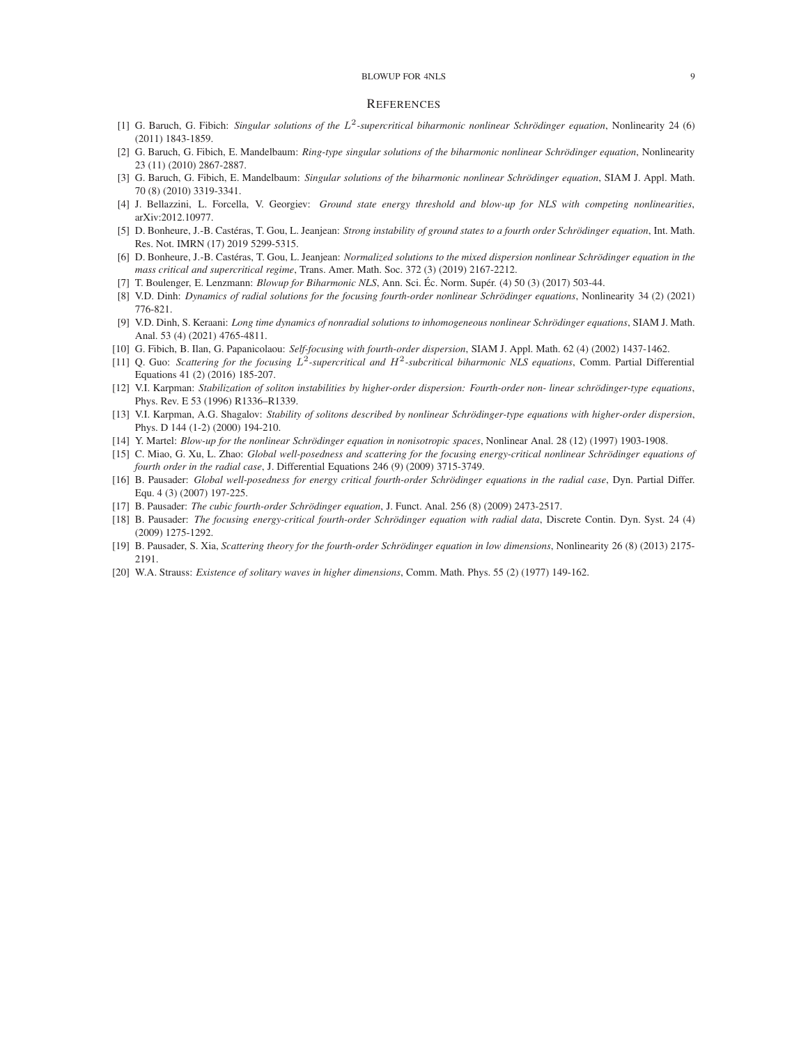## References

[1] G. Baruch, G. Fibich: *Singular solutions of the $L^2$-supercritical biharmonic nonlinear Schrödinger equation*, Nonlinearity 24 (6) (2011) 1843-1859.

[2] G. Baruch, G. Fibich, E. Mandelbaum: *Ring-type singular solutions of the biharmonic nonlinear Schrödinger equation*, Nonlinearity 23 (11) (2010) 2867-2887.

[3] G. Baruch, G. Fibich, E. Mandelbaum: *Singular solutions of the biharmonic nonlinear Schrödinger equation*, SIAM J. Appl. Math. 70 (8) (2010) 3319-3341.

[4] J. Bellazzini, L. Forcella, V. Georgiev: *Ground state energy threshold and blow-up for NLS with competing nonlinearities*, arXiv:2012.10977.

[5] D. Bonheure, J.-B. Castéras, T. Gou, L. Jeanjean: *Strong instability of ground states to a fourth order Schrödinger equation*, Int. Math. Res. Not. IMRN (17) 2019 5299-5315.

[6] D. Bonheure, J.-B. Castéras, T. Gou, L. Jeanjean: *Normalized solutions to the mixed dispersion nonlinear Schrödinger equation in the mass critical and supercritical regime*, Trans. Amer. Math. Soc. 372 (3) (2019) 2167-2212.

[7] T. Boulenger, E. Lenzmann: *Blowup for Biharmonic NLS*, Ann. Sci. Éc. Norm. Supér. (4) 50 (3) (2017) 503-44.

[8] V.D. Dinh: *Dynamics of radial solutions for the focusing fourth-order nonlinear Schrödinger equations*, Nonlinearity 34 (2) (2021) 776-821.

[9] V.D. Dinh, S. Keraani: *Long time dynamics of nonradial solutions to inhomogeneous nonlinear Schrödinger equations*, SIAM J. Math. Anal. 53 (4) (2021) 4765-4811.

[10] G. Fibich, B. Ilan, G. Papanicolaou: *Self-focusing with fourth-order dispersion*, SIAM J. Appl. Math. 62 (4) (2002) 1437-1462.

[11] Q. Guo: *Scattering for the focusing $L^2$-supercritical and $H^2$-subcritical biharmonic NLS equations*, Comm. Partial Differential Equations 41 (2) (2016) 185-207.

[12] V.I. Karpman: *Stabilization of soliton instabilities by higher-order dispersion: Fourth-order non- linear schrödinger-type equations*, Phys. Rev. E 53 (1996) R1336–R1339.

[13] V.I. Karpman, A.G. Shagalov: *Stability of solitons described by nonlinear Schrödinger-type equations with higher-order dispersion*, Phys. D 144 (1-2) (2000) 194-210.

[14] Y. Martel: *Blow-up for the nonlinear Schrödinger equation in nonisotropic spaces*, Nonlinear Anal. 28 (12) (1997) 1903-1908.

[15] C. Miao, G. Xu, L. Zhao: *Global well-posedness and scattering for the focusing energy-critical nonlinear Schrödinger equations of fourth order in the radial case*, J. Differential Equations 246 (9) (2009) 3715-3749.

[16] B. Pausader: *Global well-posedness for energy critical fourth-order Schrödinger equations in the radial case*, Dyn. Partial Differ. Equ. 4 (3) (2007) 197-225.

[17] B. Pausader: *The cubic fourth-order Schrödinger equation*, J. Funct. Anal. 256 (8) (2009) 2473-2517.

[18] B. Pausader: *The focusing energy-critical fourth-order Schrödinger equation with radial data*, Discrete Contin. Dyn. Syst. 24 (4) (2009) 1275-1292.

[19] B. Pausader, S. Xia, *Scattering theory for the fourth-order Schrödinger equation in low dimensions*, Nonlinearity 26 (8) (2013) 2175-2191.

[20] W.A. Strauss: *Existence of solitary waves in higher dimensions*, Comm. Math. Phys. 55 (2) (1977) 149-162.